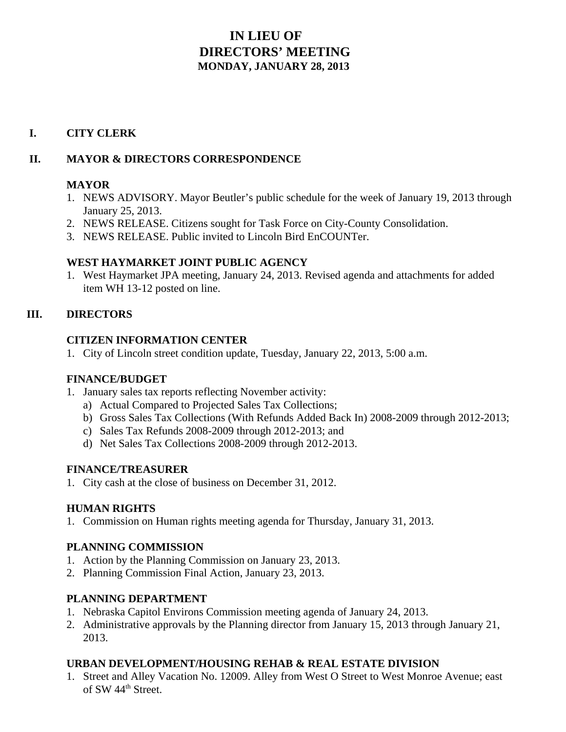# IN LIEU OF
# DIRECTORS' MEETING
### MONDAY, JANUARY 28, 2013

## I. CITY CLERK

## II. MAYOR & DIRECTORS CORRESPONDENCE

### MAYOR

1. NEWS ADVISORY. Mayor Beutler's public schedule for the week of January 19, 2013 through January 25, 2013.
2. NEWS RELEASE. Citizens sought for Task Force on City-County Consolidation.
3. NEWS RELEASE. Public invited to Lincoln Bird EnCOUNTer.

### WEST HAYMARKET JOINT PUBLIC AGENCY

1. West Haymarket JPA meeting, January 24, 2013. Revised agenda and attachments for added item WH 13-12 posted on line.

## III. DIRECTORS

### CITIZEN INFORMATION CENTER

1. City of Lincoln street condition update, Tuesday, January 22, 2013, 5:00 a.m.

### FINANCE/BUDGET

1. January sales tax reports reflecting November activity:
   a) Actual Compared to Projected Sales Tax Collections;
   b) Gross Sales Tax Collections (With Refunds Added Back In) 2008-2009 through 2012-2013;
   c) Sales Tax Refunds 2008-2009 through 2012-2013; and
   d) Net Sales Tax Collections 2008-2009 through 2012-2013.

### FINANCE/TREASURER

1. City cash at the close of business on December 31, 2012.

### HUMAN RIGHTS

1. Commission on Human rights meeting agenda for Thursday, January 31, 2013.

### PLANNING COMMISSION

1. Action by the Planning Commission on January 23, 2013.
2. Planning Commission Final Action, January 23, 2013.

### PLANNING DEPARTMENT

1. Nebraska Capitol Environs Commission meeting agenda of January 24, 2013.
2. Administrative approvals by the Planning director from January 15, 2013 through January 21, 2013.

### URBAN DEVELOPMENT/HOUSING REHAB & REAL ESTATE DIVISION

1. Street and Alley Vacation No. 12009. Alley from West O Street to West Monroe Avenue; east of SW 44th Street.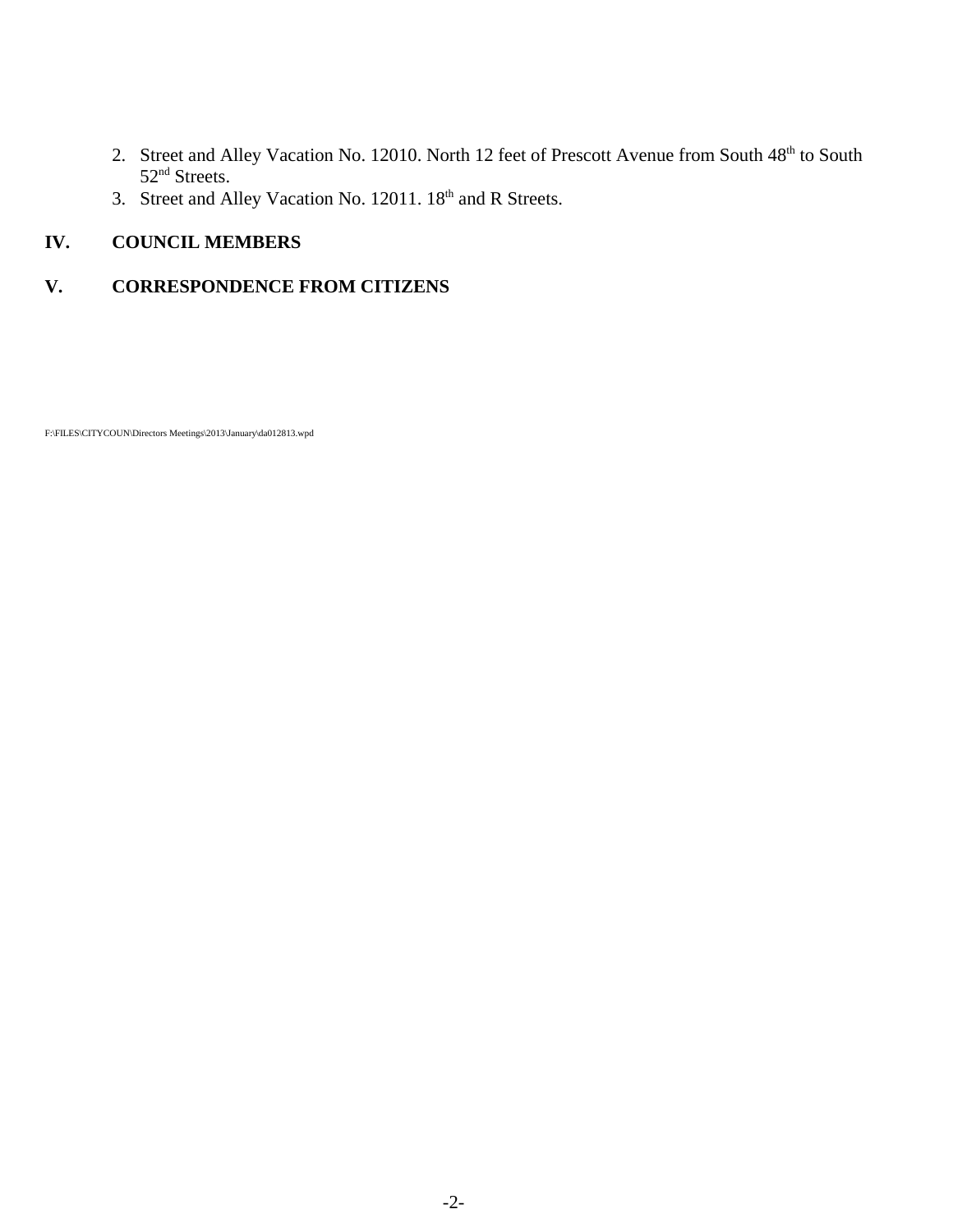2. Street and Alley Vacation No. 12010. North 12 feet of Prescott Avenue from South 48th to South 52nd Streets.
3. Street and Alley Vacation No. 12011. 18th and R Streets.

## IV. COUNCIL MEMBERS

## V. CORRESPONDENCE FROM CITIZENS

F:\FILES\CITYCOUN\Directors Meetings\2013\January\da012813.wpd